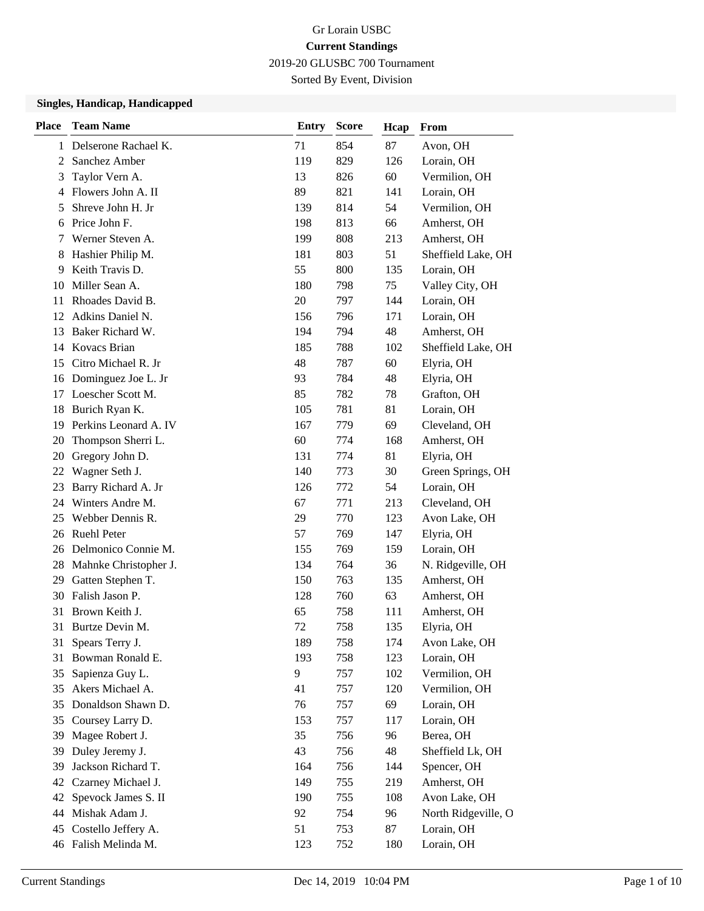Gr Lorain USBC

**Current Standings**

2019-20 GLUSBC 700 Tournament

Sorted By Event, Division

### Singles, Handicap, Handicapped

| Place | Team Name | Entry | Score | Hcap | From |
|---|---|---|---|---|---|
| 1 | Delserone Rachael K. | 71 | 854 | 87 | Avon, OH |
| 2 | Sanchez Amber | 119 | 829 | 126 | Lorain, OH |
| 3 | Taylor Vern A. | 13 | 826 | 60 | Vermilion, OH |
| 4 | Flowers John A. II | 89 | 821 | 141 | Lorain, OH |
| 5 | Shreve John H. Jr | 139 | 814 | 54 | Vermilion, OH |
| 6 | Price John F. | 198 | 813 | 66 | Amherst, OH |
| 7 | Werner Steven A. | 199 | 808 | 213 | Amherst, OH |
| 8 | Hashier Philip M. | 181 | 803 | 51 | Sheffield Lake, OH |
| 9 | Keith Travis D. | 55 | 800 | 135 | Lorain, OH |
| 10 | Miller Sean A. | 180 | 798 | 75 | Valley City, OH |
| 11 | Rhoades David B. | 20 | 797 | 144 | Lorain, OH |
| 12 | Adkins Daniel N. | 156 | 796 | 171 | Lorain, OH |
| 13 | Baker Richard W. | 194 | 794 | 48 | Amherst, OH |
| 14 | Kovacs Brian | 185 | 788 | 102 | Sheffield Lake, OH |
| 15 | Citro Michael R. Jr | 48 | 787 | 60 | Elyria, OH |
| 16 | Dominguez Joe L. Jr | 93 | 784 | 48 | Elyria, OH |
| 17 | Loescher Scott M. | 85 | 782 | 78 | Grafton, OH |
| 18 | Burich Ryan K. | 105 | 781 | 81 | Lorain, OH |
| 19 | Perkins Leonard A. IV | 167 | 779 | 69 | Cleveland, OH |
| 20 | Thompson Sherri L. | 60 | 774 | 168 | Amherst, OH |
| 20 | Gregory John D. | 131 | 774 | 81 | Elyria, OH |
| 22 | Wagner Seth J. | 140 | 773 | 30 | Green Springs, OH |
| 23 | Barry Richard A. Jr | 126 | 772 | 54 | Lorain, OH |
| 24 | Winters Andre M. | 67 | 771 | 213 | Cleveland, OH |
| 25 | Webber Dennis R. | 29 | 770 | 123 | Avon Lake, OH |
| 26 | Ruehl Peter | 57 | 769 | 147 | Elyria, OH |
| 26 | Delmonico Connie M. | 155 | 769 | 159 | Lorain, OH |
| 28 | Mahnke Christopher J. | 134 | 764 | 36 | N. Ridgeville, OH |
| 29 | Gatten Stephen T. | 150 | 763 | 135 | Amherst, OH |
| 30 | Falish Jason P. | 128 | 760 | 63 | Amherst, OH |
| 31 | Brown Keith J. | 65 | 758 | 111 | Amherst, OH |
| 31 | Burtze Devin M. | 72 | 758 | 135 | Elyria, OH |
| 31 | Spears Terry J. | 189 | 758 | 174 | Avon Lake, OH |
| 31 | Bowman Ronald E. | 193 | 758 | 123 | Lorain, OH |
| 35 | Sapienza Guy L. | 9 | 757 | 102 | Vermilion, OH |
| 35 | Akers Michael A. | 41 | 757 | 120 | Vermilion, OH |
| 35 | Donaldson Shawn D. | 76 | 757 | 69 | Lorain, OH |
| 35 | Coursey Larry D. | 153 | 757 | 117 | Lorain, OH |
| 39 | Magee Robert J. | 35 | 756 | 96 | Berea, OH |
| 39 | Duley Jeremy J. | 43 | 756 | 48 | Sheffield Lk, OH |
| 39 | Jackson Richard T. | 164 | 756 | 144 | Spencer, OH |
| 42 | Czarney Michael J. | 149 | 755 | 219 | Amherst, OH |
| 42 | Spevock James S. II | 190 | 755 | 108 | Avon Lake, OH |
| 44 | Mishak Adam J. | 92 | 754 | 96 | North Ridgeville, O |
| 45 | Costello Jeffery A. | 51 | 753 | 87 | Lorain, OH |
| 46 | Falish Melinda M. | 123 | 752 | 180 | Lorain, OH |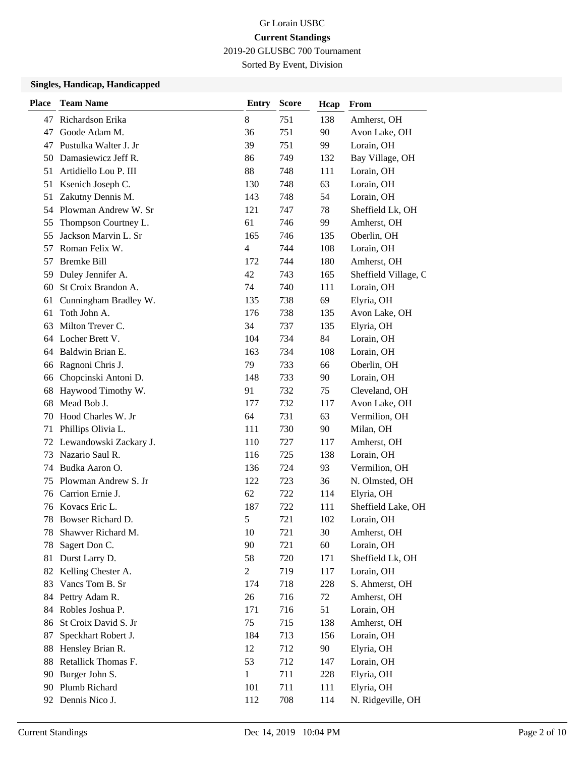Gr Lorain USBC

**Current Standings**

2019-20 GLUSBC 700 Tournament

Sorted By Event, Division

### Singles, Handicap, Handicapped

| Place | Team Name | Entry | Score | Hcap | From |
|---|---|---|---|---|---|
| 47 | Richardson Erika | 8 | 751 | 138 | Amherst, OH |
| 47 | Goode Adam M. | 36 | 751 | 90 | Avon Lake, OH |
| 47 | Pustulka Walter J. Jr | 39 | 751 | 99 | Lorain, OH |
| 50 | Damasiewicz Jeff R. | 86 | 749 | 132 | Bay Village, OH |
| 51 | Artidiello Lou P. III | 88 | 748 | 111 | Lorain, OH |
| 51 | Ksenich Joseph C. | 130 | 748 | 63 | Lorain, OH |
| 51 | Zakutny Dennis M. | 143 | 748 | 54 | Lorain, OH |
| 54 | Plowman Andrew W. Sr | 121 | 747 | 78 | Sheffield Lk, OH |
| 55 | Thompson Courtney L. | 61 | 746 | 99 | Amherst, OH |
| 55 | Jackson Marvin L. Sr | 165 | 746 | 135 | Oberlin, OH |
| 57 | Roman Felix W. | 4 | 744 | 108 | Lorain, OH |
| 57 | Bremke Bill | 172 | 744 | 180 | Amherst, OH |
| 59 | Duley Jennifer A. | 42 | 743 | 165 | Sheffield Village, C |
| 60 | St Croix Brandon A. | 74 | 740 | 111 | Lorain, OH |
| 61 | Cunningham Bradley W. | 135 | 738 | 69 | Elyria, OH |
| 61 | Toth John A. | 176 | 738 | 135 | Avon Lake, OH |
| 63 | Milton Trever C. | 34 | 737 | 135 | Elyria, OH |
| 64 | Locher Brett V. | 104 | 734 | 84 | Lorain, OH |
| 64 | Baldwin Brian E. | 163 | 734 | 108 | Lorain, OH |
| 66 | Ragnoni Chris J. | 79 | 733 | 66 | Oberlin, OH |
| 66 | Chopcinski Antoni D. | 148 | 733 | 90 | Lorain, OH |
| 68 | Haywood Timothy W. | 91 | 732 | 75 | Cleveland, OH |
| 68 | Mead Bob J. | 177 | 732 | 117 | Avon Lake, OH |
| 70 | Hood Charles W. Jr | 64 | 731 | 63 | Vermilion, OH |
| 71 | Phillips Olivia L. | 111 | 730 | 90 | Milan, OH |
| 72 | Lewandowski Zackary J. | 110 | 727 | 117 | Amherst, OH |
| 73 | Nazario Saul R. | 116 | 725 | 138 | Lorain, OH |
| 74 | Budka Aaron O. | 136 | 724 | 93 | Vermilion, OH |
| 75 | Plowman Andrew S. Jr | 122 | 723 | 36 | N. Olmsted, OH |
| 76 | Carrion Ernie J. | 62 | 722 | 114 | Elyria, OH |
| 76 | Kovacs Eric L. | 187 | 722 | 111 | Sheffield Lake, OH |
| 78 | Bowser Richard D. | 5 | 721 | 102 | Lorain, OH |
| 78 | Shawver Richard M. | 10 | 721 | 30 | Amherst, OH |
| 78 | Sagert Don C. | 90 | 721 | 60 | Lorain, OH |
| 81 | Durst Larry D. | 58 | 720 | 171 | Sheffield Lk, OH |
| 82 | Kelling Chester A. | 2 | 719 | 117 | Lorain, OH |
| 83 | Vancs Tom B. Sr | 174 | 718 | 228 | S. Ahmerst, OH |
| 84 | Pettry Adam R. | 26 | 716 | 72 | Amherst, OH |
| 84 | Robles Joshua P. | 171 | 716 | 51 | Lorain, OH |
| 86 | St Croix David S. Jr | 75 | 715 | 138 | Amherst, OH |
| 87 | Speckhart Robert J. | 184 | 713 | 156 | Lorain, OH |
| 88 | Hensley Brian R. | 12 | 712 | 90 | Elyria, OH |
| 88 | Retallick Thomas F. | 53 | 712 | 147 | Lorain, OH |
| 90 | Burger John S. | 1 | 711 | 228 | Elyria, OH |
| 90 | Plumb Richard | 101 | 711 | 111 | Elyria, OH |
| 92 | Dennis Nico J. | 112 | 708 | 114 | N. Ridgeville, OH |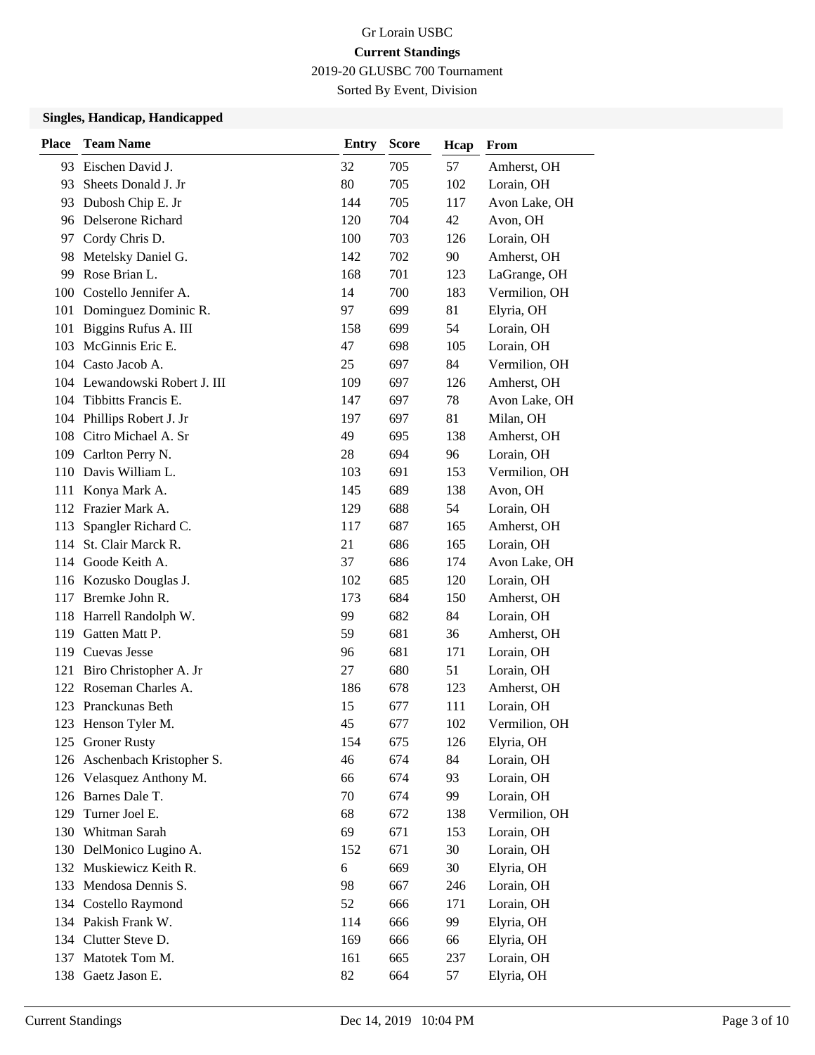Gr Lorain USBC

**Current Standings**

2019-20 GLUSBC 700 Tournament

Sorted By Event, Division

### Singles, Handicap, Handicapped

| Place | Team Name | Entry | Score | Hcap | From |
|---|---|---|---|---|---|
| 93 | Eischen David J. | 32 | 705 | 57 | Amherst, OH |
| 93 | Sheets Donald J. Jr | 80 | 705 | 102 | Lorain, OH |
| 93 | Dubosh Chip E. Jr | 144 | 705 | 117 | Avon Lake, OH |
| 96 | Delserone Richard | 120 | 704 | 42 | Avon, OH |
| 97 | Cordy Chris D. | 100 | 703 | 126 | Lorain, OH |
| 98 | Metelsky Daniel G. | 142 | 702 | 90 | Amherst, OH |
| 99 | Rose Brian L. | 168 | 701 | 123 | LaGrange, OH |
| 100 | Costello Jennifer A. | 14 | 700 | 183 | Vermilion, OH |
| 101 | Dominguez Dominic R. | 97 | 699 | 81 | Elyria, OH |
| 101 | Biggins Rufus A. III | 158 | 699 | 54 | Lorain, OH |
| 103 | McGinnis Eric E. | 47 | 698 | 105 | Lorain, OH |
| 104 | Casto Jacob A. | 25 | 697 | 84 | Vermilion, OH |
| 104 | Lewandowski Robert J. III | 109 | 697 | 126 | Amherst, OH |
| 104 | Tibbitts Francis E. | 147 | 697 | 78 | Avon Lake, OH |
| 104 | Phillips Robert J. Jr | 197 | 697 | 81 | Milan, OH |
| 108 | Citro Michael A. Sr | 49 | 695 | 138 | Amherst, OH |
| 109 | Carlton Perry N. | 28 | 694 | 96 | Lorain, OH |
| 110 | Davis William L. | 103 | 691 | 153 | Vermilion, OH |
| 111 | Konya Mark A. | 145 | 689 | 138 | Avon, OH |
| 112 | Frazier Mark A. | 129 | 688 | 54 | Lorain, OH |
| 113 | Spangler Richard C. | 117 | 687 | 165 | Amherst, OH |
| 114 | St. Clair Marck R. | 21 | 686 | 165 | Lorain, OH |
| 114 | Goode Keith A. | 37 | 686 | 174 | Avon Lake, OH |
| 116 | Kozusko Douglas J. | 102 | 685 | 120 | Lorain, OH |
| 117 | Bremke John R. | 173 | 684 | 150 | Amherst, OH |
| 118 | Harrell Randolph W. | 99 | 682 | 84 | Lorain, OH |
| 119 | Gatten Matt P. | 59 | 681 | 36 | Amherst, OH |
| 119 | Cuevas Jesse | 96 | 681 | 171 | Lorain, OH |
| 121 | Biro Christopher A. Jr | 27 | 680 | 51 | Lorain, OH |
| 122 | Roseman Charles A. | 186 | 678 | 123 | Amherst, OH |
| 123 | Pranckunas Beth | 15 | 677 | 111 | Lorain, OH |
| 123 | Henson Tyler M. | 45 | 677 | 102 | Vermilion, OH |
| 125 | Groner Rusty | 154 | 675 | 126 | Elyria, OH |
| 126 | Aschenbach Kristopher S. | 46 | 674 | 84 | Lorain, OH |
| 126 | Velasquez Anthony M. | 66 | 674 | 93 | Lorain, OH |
| 126 | Barnes Dale T. | 70 | 674 | 99 | Lorain, OH |
| 129 | Turner Joel E. | 68 | 672 | 138 | Vermilion, OH |
| 130 | Whitman Sarah | 69 | 671 | 153 | Lorain, OH |
| 130 | DelMonico Lugino A. | 152 | 671 | 30 | Lorain, OH |
| 132 | Muskiewicz Keith R. | 6 | 669 | 30 | Elyria, OH |
| 133 | Mendosa Dennis S. | 98 | 667 | 246 | Lorain, OH |
| 134 | Costello Raymond | 52 | 666 | 171 | Lorain, OH |
| 134 | Pakish Frank W. | 114 | 666 | 99 | Elyria, OH |
| 134 | Clutter Steve D. | 169 | 666 | 66 | Elyria, OH |
| 137 | Matotek Tom M. | 161 | 665 | 237 | Lorain, OH |
| 138 | Gaetz Jason E. | 82 | 664 | 57 | Elyria, OH |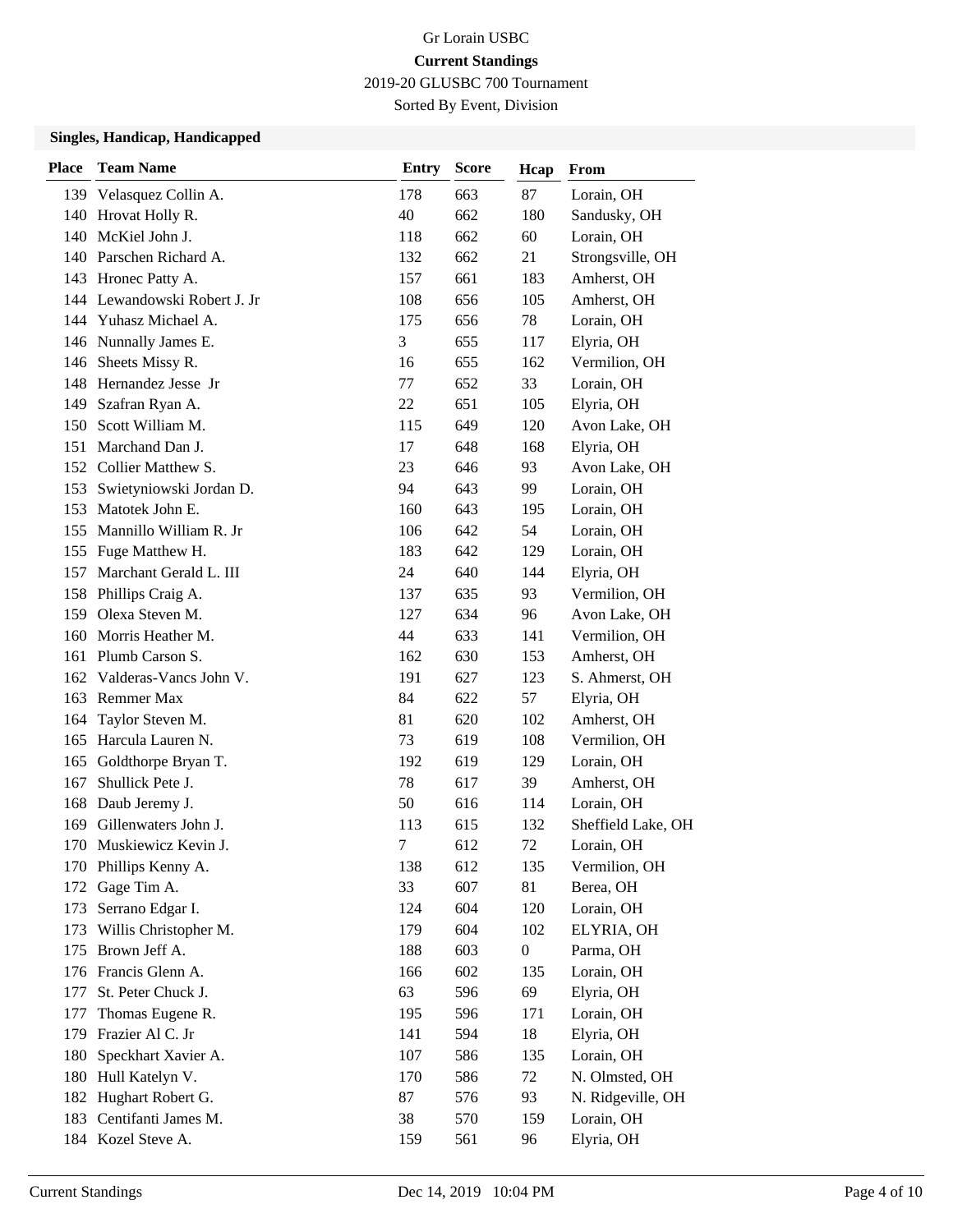Gr Lorain USBC

**Current Standings**

2019-20 GLUSBC 700 Tournament

Sorted By Event, Division

### Singles, Handicap, Handicapped

| Place | Team Name | Entry | Score | Hcap | From |
|---|---|---|---|---|---|
| 139 | Velasquez Collin A. | 178 | 663 | 87 | Lorain, OH |
| 140 | Hrovat Holly R. | 40 | 662 | 180 | Sandusky, OH |
| 140 | McKiel John J. | 118 | 662 | 60 | Lorain, OH |
| 140 | Parschen Richard A. | 132 | 662 | 21 | Strongsville, OH |
| 143 | Hronec Patty A. | 157 | 661 | 183 | Amherst, OH |
| 144 | Lewandowski Robert J. Jr | 108 | 656 | 105 | Amherst, OH |
| 144 | Yuhasz Michael A. | 175 | 656 | 78 | Lorain, OH |
| 146 | Nunnally James E. | 3 | 655 | 117 | Elyria, OH |
| 146 | Sheets Missy R. | 16 | 655 | 162 | Vermilion, OH |
| 148 | Hernandez Jesse Jr | 77 | 652 | 33 | Lorain, OH |
| 149 | Szafran Ryan A. | 22 | 651 | 105 | Elyria, OH |
| 150 | Scott William M. | 115 | 649 | 120 | Avon Lake, OH |
| 151 | Marchand Dan J. | 17 | 648 | 168 | Elyria, OH |
| 152 | Collier Matthew S. | 23 | 646 | 93 | Avon Lake, OH |
| 153 | Swietyniowski Jordan D. | 94 | 643 | 99 | Lorain, OH |
| 153 | Matotek John E. | 160 | 643 | 195 | Lorain, OH |
| 155 | Mannillo William R. Jr | 106 | 642 | 54 | Lorain, OH |
| 155 | Fuge Matthew H. | 183 | 642 | 129 | Lorain, OH |
| 157 | Marchant Gerald L. III | 24 | 640 | 144 | Elyria, OH |
| 158 | Phillips Craig A. | 137 | 635 | 93 | Vermilion, OH |
| 159 | Olexa Steven M. | 127 | 634 | 96 | Avon Lake, OH |
| 160 | Morris Heather M. | 44 | 633 | 141 | Vermilion, OH |
| 161 | Plumb Carson S. | 162 | 630 | 153 | Amherst, OH |
| 162 | Valderas-Vancs John V. | 191 | 627 | 123 | S. Ahmerst, OH |
| 163 | Remmer Max | 84 | 622 | 57 | Elyria, OH |
| 164 | Taylor Steven M. | 81 | 620 | 102 | Amherst, OH |
| 165 | Harcula Lauren N. | 73 | 619 | 108 | Vermilion, OH |
| 165 | Goldthorpe Bryan T. | 192 | 619 | 129 | Lorain, OH |
| 167 | Shullick Pete J. | 78 | 617 | 39 | Amherst, OH |
| 168 | Daub Jeremy J. | 50 | 616 | 114 | Lorain, OH |
| 169 | Gillenwaters John J. | 113 | 615 | 132 | Sheffield Lake, OH |
| 170 | Muskiewicz Kevin J. | 7 | 612 | 72 | Lorain, OH |
| 170 | Phillips Kenny A. | 138 | 612 | 135 | Vermilion, OH |
| 172 | Gage Tim A. | 33 | 607 | 81 | Berea, OH |
| 173 | Serrano Edgar I. | 124 | 604 | 120 | Lorain, OH |
| 173 | Willis Christopher M. | 179 | 604 | 102 | ELYRIA, OH |
| 175 | Brown Jeff A. | 188 | 603 | 0 | Parma, OH |
| 176 | Francis Glenn A. | 166 | 602 | 135 | Lorain, OH |
| 177 | St. Peter Chuck J. | 63 | 596 | 69 | Elyria, OH |
| 177 | Thomas Eugene R. | 195 | 596 | 171 | Lorain, OH |
| 179 | Frazier Al C. Jr | 141 | 594 | 18 | Elyria, OH |
| 180 | Speckhart Xavier A. | 107 | 586 | 135 | Lorain, OH |
| 180 | Hull Katelyn V. | 170 | 586 | 72 | N. Olmsted, OH |
| 182 | Hughart Robert G. | 87 | 576 | 93 | N. Ridgeville, OH |
| 183 | Centifanti James M. | 38 | 570 | 159 | Lorain, OH |
| 184 | Kozel Steve A. | 159 | 561 | 96 | Elyria, OH |

Current Standings Dec 14, 2019 10:04 PM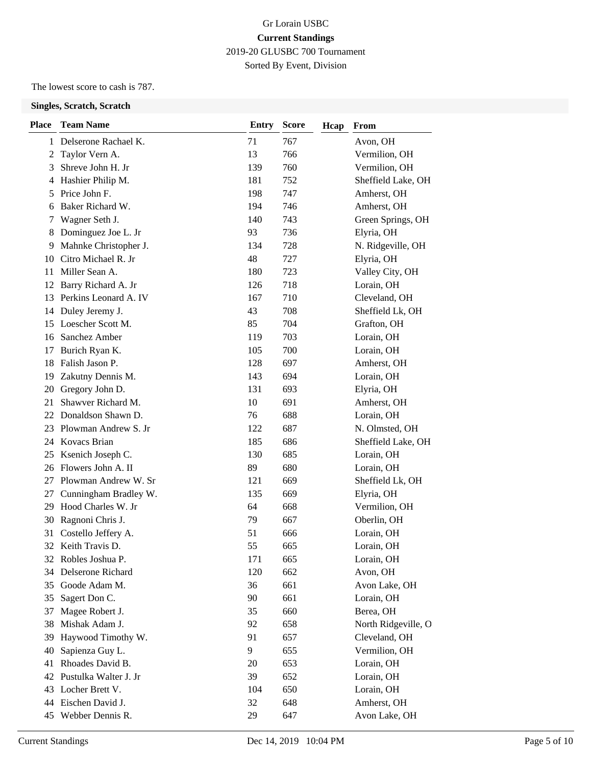Gr Lorain USBC

**Current Standings**

2019-20 GLUSBC 700 Tournament

Sorted By Event, Division

The lowest score to cash is 787.

**Singles, Scratch, Scratch**

| Place | Team Name | Entry | Score | Hcap | From |
|---|---|---|---|---|---|
| 1 | Delserone Rachael K. | 71 | 767 | | Avon, OH |
| 2 | Taylor Vern A. | 13 | 766 | | Vermilion, OH |
| 3 | Shreve John H. Jr | 139 | 760 | | Vermilion, OH |
| 4 | Hashier Philip M. | 181 | 752 | | Sheffield Lake, OH |
| 5 | Price John F. | 198 | 747 | | Amherst, OH |
| 6 | Baker Richard W. | 194 | 746 | | Amherst, OH |
| 7 | Wagner Seth J. | 140 | 743 | | Green Springs, OH |
| 8 | Dominguez Joe L. Jr | 93 | 736 | | Elyria, OH |
| 9 | Mahnke Christopher J. | 134 | 728 | | N. Ridgeville, OH |
| 10 | Citro Michael R. Jr | 48 | 727 | | Elyria, OH |
| 11 | Miller Sean A. | 180 | 723 | | Valley City, OH |
| 12 | Barry Richard A. Jr | 126 | 718 | | Lorain, OH |
| 13 | Perkins Leonard A. IV | 167 | 710 | | Cleveland, OH |
| 14 | Duley Jeremy J. | 43 | 708 | | Sheffield Lk, OH |
| 15 | Loescher Scott M. | 85 | 704 | | Grafton, OH |
| 16 | Sanchez Amber | 119 | 703 | | Lorain, OH |
| 17 | Burich Ryan K. | 105 | 700 | | Lorain, OH |
| 18 | Falish Jason P. | 128 | 697 | | Amherst, OH |
| 19 | Zakutny Dennis M. | 143 | 694 | | Lorain, OH |
| 20 | Gregory John D. | 131 | 693 | | Elyria, OH |
| 21 | Shawver Richard M. | 10 | 691 | | Amherst, OH |
| 22 | Donaldson Shawn D. | 76 | 688 | | Lorain, OH |
| 23 | Plowman Andrew S. Jr | 122 | 687 | | N. Olmsted, OH |
| 24 | Kovacs Brian | 185 | 686 | | Sheffield Lake, OH |
| 25 | Ksenich Joseph C. | 130 | 685 | | Lorain, OH |
| 26 | Flowers John A. II | 89 | 680 | | Lorain, OH |
| 27 | Plowman Andrew W. Sr | 121 | 669 | | Sheffield Lk, OH |
| 27 | Cunningham Bradley W. | 135 | 669 | | Elyria, OH |
| 29 | Hood Charles W. Jr | 64 | 668 | | Vermilion, OH |
| 30 | Ragnoni Chris J. | 79 | 667 | | Oberlin, OH |
| 31 | Costello Jeffery A. | 51 | 666 | | Lorain, OH |
| 32 | Keith Travis D. | 55 | 665 | | Lorain, OH |
| 32 | Robles Joshua P. | 171 | 665 | | Lorain, OH |
| 34 | Delserone Richard | 120 | 662 | | Avon, OH |
| 35 | Goode Adam M. | 36 | 661 | | Avon Lake, OH |
| 35 | Sagert Don C. | 90 | 661 | | Lorain, OH |
| 37 | Magee Robert J. | 35 | 660 | | Berea, OH |
| 38 | Mishak Adam J. | 92 | 658 | | North Ridgeville, O |
| 39 | Haywood Timothy W. | 91 | 657 | | Cleveland, OH |
| 40 | Sapienza Guy L. | 9 | 655 | | Vermilion, OH |
| 41 | Rhoades David B. | 20 | 653 | | Lorain, OH |
| 42 | Pustulka Walter J. Jr | 39 | 652 | | Lorain, OH |
| 43 | Locher Brett V. | 104 | 650 | | Lorain, OH |
| 44 | Eischen David J. | 32 | 648 | | Amherst, OH |
| 45 | Webber Dennis R. | 29 | 647 | | Avon Lake, OH |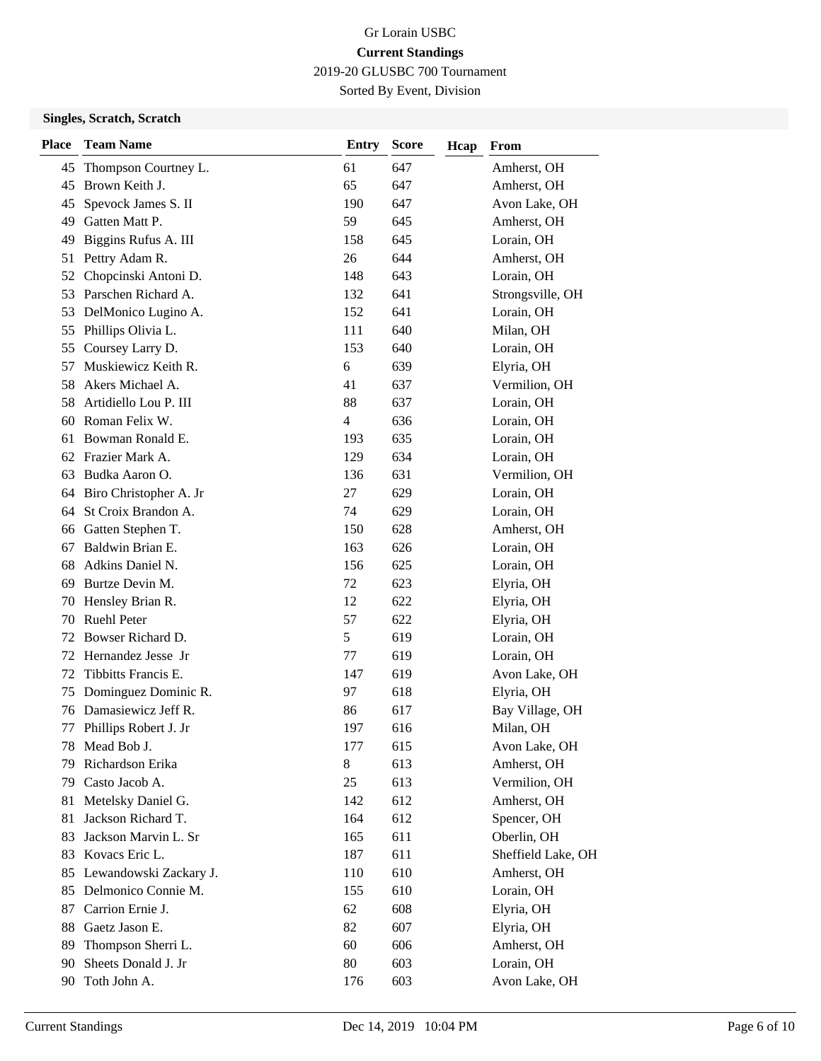Gr Lorain USBC

**Current Standings**

2019-20 GLUSBC 700 Tournament

Sorted By Event, Division

### Singles, Scratch, Scratch

| Place | Team Name | Entry | Score | Hcap | From |
|---|---|---|---|---|---|
| 45 | Thompson Courtney L. | 61 | 647 | | Amherst, OH |
| 45 | Brown Keith J. | 65 | 647 | | Amherst, OH |
| 45 | Spevock James S. II | 190 | 647 | | Avon Lake, OH |
| 49 | Gatten Matt P. | 59 | 645 | | Amherst, OH |
| 49 | Biggins Rufus A. III | 158 | 645 | | Lorain, OH |
| 51 | Pettry Adam R. | 26 | 644 | | Amherst, OH |
| 52 | Chopcinski Antoni D. | 148 | 643 | | Lorain, OH |
| 53 | Parschen Richard A. | 132 | 641 | | Strongsville, OH |
| 53 | DelMonico Lugino A. | 152 | 641 | | Lorain, OH |
| 55 | Phillips Olivia L. | 111 | 640 | | Milan, OH |
| 55 | Coursey Larry D. | 153 | 640 | | Lorain, OH |
| 57 | Muskiewicz Keith R. | 6 | 639 | | Elyria, OH |
| 58 | Akers Michael A. | 41 | 637 | | Vermilion, OH |
| 58 | Artidiello Lou P. III | 88 | 637 | | Lorain, OH |
| 60 | Roman Felix W. | 4 | 636 | | Lorain, OH |
| 61 | Bowman Ronald E. | 193 | 635 | | Lorain, OH |
| 62 | Frazier Mark A. | 129 | 634 | | Lorain, OH |
| 63 | Budka Aaron O. | 136 | 631 | | Vermilion, OH |
| 64 | Biro Christopher A. Jr | 27 | 629 | | Lorain, OH |
| 64 | St Croix Brandon A. | 74 | 629 | | Lorain, OH |
| 66 | Gatten Stephen T. | 150 | 628 | | Amherst, OH |
| 67 | Baldwin Brian E. | 163 | 626 | | Lorain, OH |
| 68 | Adkins Daniel N. | 156 | 625 | | Lorain, OH |
| 69 | Burtze Devin M. | 72 | 623 | | Elyria, OH |
| 70 | Hensley Brian R. | 12 | 622 | | Elyria, OH |
| 70 | Ruehl Peter | 57 | 622 | | Elyria, OH |
| 72 | Bowser Richard D. | 5 | 619 | | Lorain, OH |
| 72 | Hernandez Jesse Jr | 77 | 619 | | Lorain, OH |
| 72 | Tibbitts Francis E. | 147 | 619 | | Avon Lake, OH |
| 75 | Dominguez Dominic R. | 97 | 618 | | Elyria, OH |
| 76 | Damasiewicz Jeff R. | 86 | 617 | | Bay Village, OH |
| 77 | Phillips Robert J. Jr | 197 | 616 | | Milan, OH |
| 78 | Mead Bob J. | 177 | 615 | | Avon Lake, OH |
| 79 | Richardson Erika | 8 | 613 | | Amherst, OH |
| 79 | Casto Jacob A. | 25 | 613 | | Vermilion, OH |
| 81 | Metelsky Daniel G. | 142 | 612 | | Amherst, OH |
| 81 | Jackson Richard T. | 164 | 612 | | Spencer, OH |
| 83 | Jackson Marvin L. Sr | 165 | 611 | | Oberlin, OH |
| 83 | Kovacs Eric L. | 187 | 611 | | Sheffield Lake, OH |
| 85 | Lewandowski Zackary J. | 110 | 610 | | Amherst, OH |
| 85 | Delmonico Connie M. | 155 | 610 | | Lorain, OH |
| 87 | Carrion Ernie J. | 62 | 608 | | Elyria, OH |
| 88 | Gaetz Jason E. | 82 | 607 | | Elyria, OH |
| 89 | Thompson Sherri L. | 60 | 606 | | Amherst, OH |
| 90 | Sheets Donald J. Jr | 80 | 603 | | Lorain, OH |
| 90 | Toth John A. | 176 | 603 | | Avon Lake, OH |

Current Standings Dec 14, 2019 10:04 PM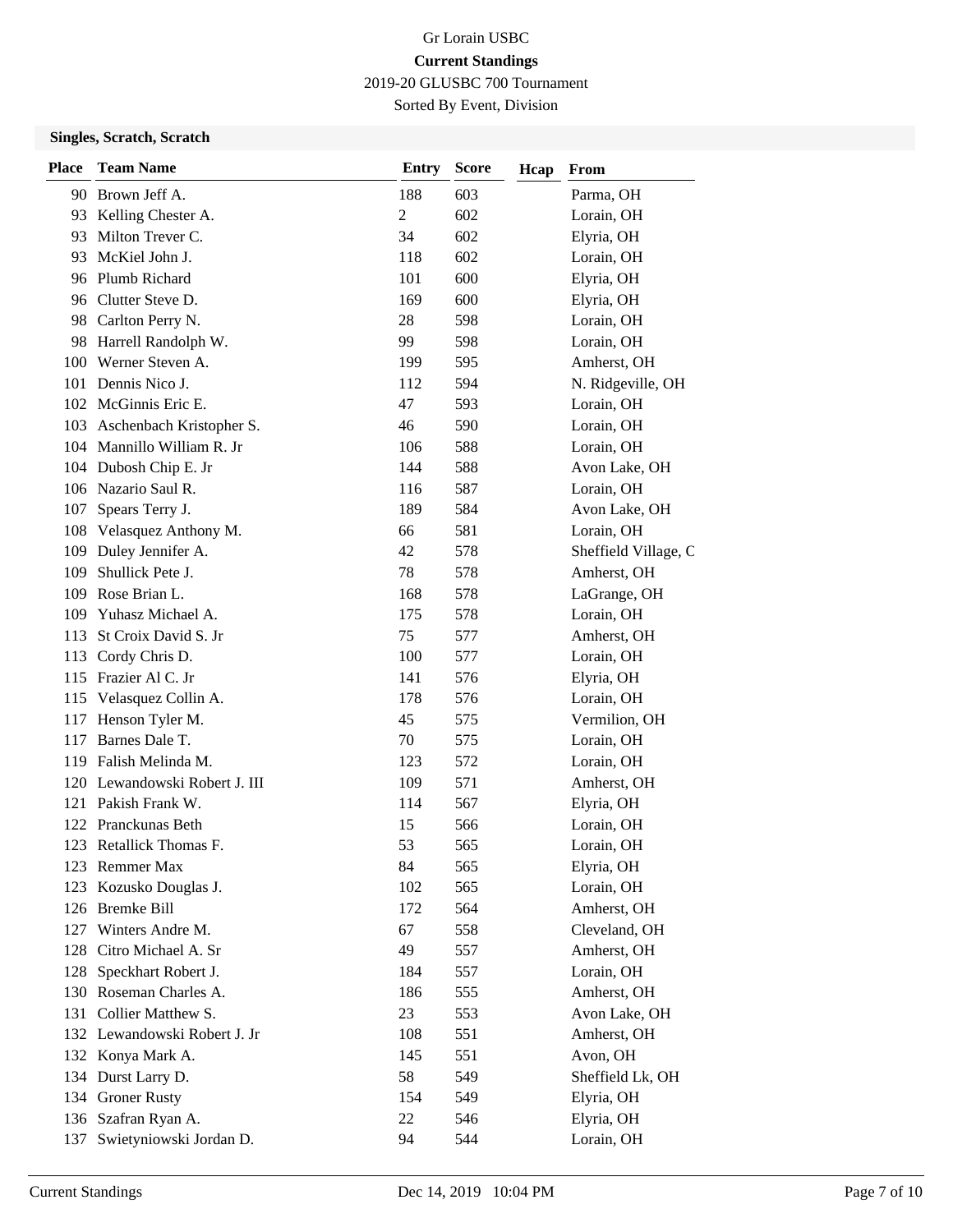Gr Lorain USBC

**Current Standings**

2019-20 GLUSBC 700 Tournament

Sorted By Event, Division

### Singles, Scratch, Scratch

| Place | Team Name | Entry | Score | Hcap | From |
|---|---|---|---|---|---|
| 90 | Brown Jeff A. | 188 | 603 | | Parma, OH |
| 93 | Kelling Chester A. | 2 | 602 | | Lorain, OH |
| 93 | Milton Trever C. | 34 | 602 | | Elyria, OH |
| 93 | McKiel John J. | 118 | 602 | | Lorain, OH |
| 96 | Plumb Richard | 101 | 600 | | Elyria, OH |
| 96 | Clutter Steve D. | 169 | 600 | | Elyria, OH |
| 98 | Carlton Perry N. | 28 | 598 | | Lorain, OH |
| 98 | Harrell Randolph W. | 99 | 598 | | Lorain, OH |
| 100 | Werner Steven A. | 199 | 595 | | Amherst, OH |
| 101 | Dennis Nico J. | 112 | 594 | | N. Ridgeville, OH |
| 102 | McGinnis Eric E. | 47 | 593 | | Lorain, OH |
| 103 | Aschenbach Kristopher S. | 46 | 590 | | Lorain, OH |
| 104 | Mannillo William R. Jr | 106 | 588 | | Lorain, OH |
| 104 | Dubosh Chip E. Jr | 144 | 588 | | Avon Lake, OH |
| 106 | Nazario Saul R. | 116 | 587 | | Lorain, OH |
| 107 | Spears Terry J. | 189 | 584 | | Avon Lake, OH |
| 108 | Velasquez Anthony M. | 66 | 581 | | Lorain, OH |
| 109 | Duley Jennifer A. | 42 | 578 | | Sheffield Village, C |
| 109 | Shullick Pete J. | 78 | 578 | | Amherst, OH |
| 109 | Rose Brian L. | 168 | 578 | | LaGrange, OH |
| 109 | Yuhasz Michael A. | 175 | 578 | | Lorain, OH |
| 113 | St Croix David S. Jr | 75 | 577 | | Amherst, OH |
| 113 | Cordy Chris D. | 100 | 577 | | Lorain, OH |
| 115 | Frazier Al C. Jr | 141 | 576 | | Elyria, OH |
| 115 | Velasquez Collin A. | 178 | 576 | | Lorain, OH |
| 117 | Henson Tyler M. | 45 | 575 | | Vermilion, OH |
| 117 | Barnes Dale T. | 70 | 575 | | Lorain, OH |
| 119 | Falish Melinda M. | 123 | 572 | | Lorain, OH |
| 120 | Lewandowski Robert J. III | 109 | 571 | | Amherst, OH |
| 121 | Pakish Frank W. | 114 | 567 | | Elyria, OH |
| 122 | Pranckunas Beth | 15 | 566 | | Lorain, OH |
| 123 | Retallick Thomas F. | 53 | 565 | | Lorain, OH |
| 123 | Remmer Max | 84 | 565 | | Elyria, OH |
| 123 | Kozusko Douglas J. | 102 | 565 | | Lorain, OH |
| 126 | Bremke Bill | 172 | 564 | | Amherst, OH |
| 127 | Winters Andre M. | 67 | 558 | | Cleveland, OH |
| 128 | Citro Michael A. Sr | 49 | 557 | | Amherst, OH |
| 128 | Speckhart Robert J. | 184 | 557 | | Lorain, OH |
| 130 | Roseman Charles A. | 186 | 555 | | Amherst, OH |
| 131 | Collier Matthew S. | 23 | 553 | | Avon Lake, OH |
| 132 | Lewandowski Robert J. Jr | 108 | 551 | | Amherst, OH |
| 132 | Konya Mark A. | 145 | 551 | | Avon, OH |
| 134 | Durst Larry D. | 58 | 549 | | Sheffield Lk, OH |
| 134 | Groner Rusty | 154 | 549 | | Elyria, OH |
| 136 | Szafran Ryan A. | 22 | 546 | | Elyria, OH |
| 137 | Swietyniowski Jordan D. | 94 | 544 | | Lorain, OH |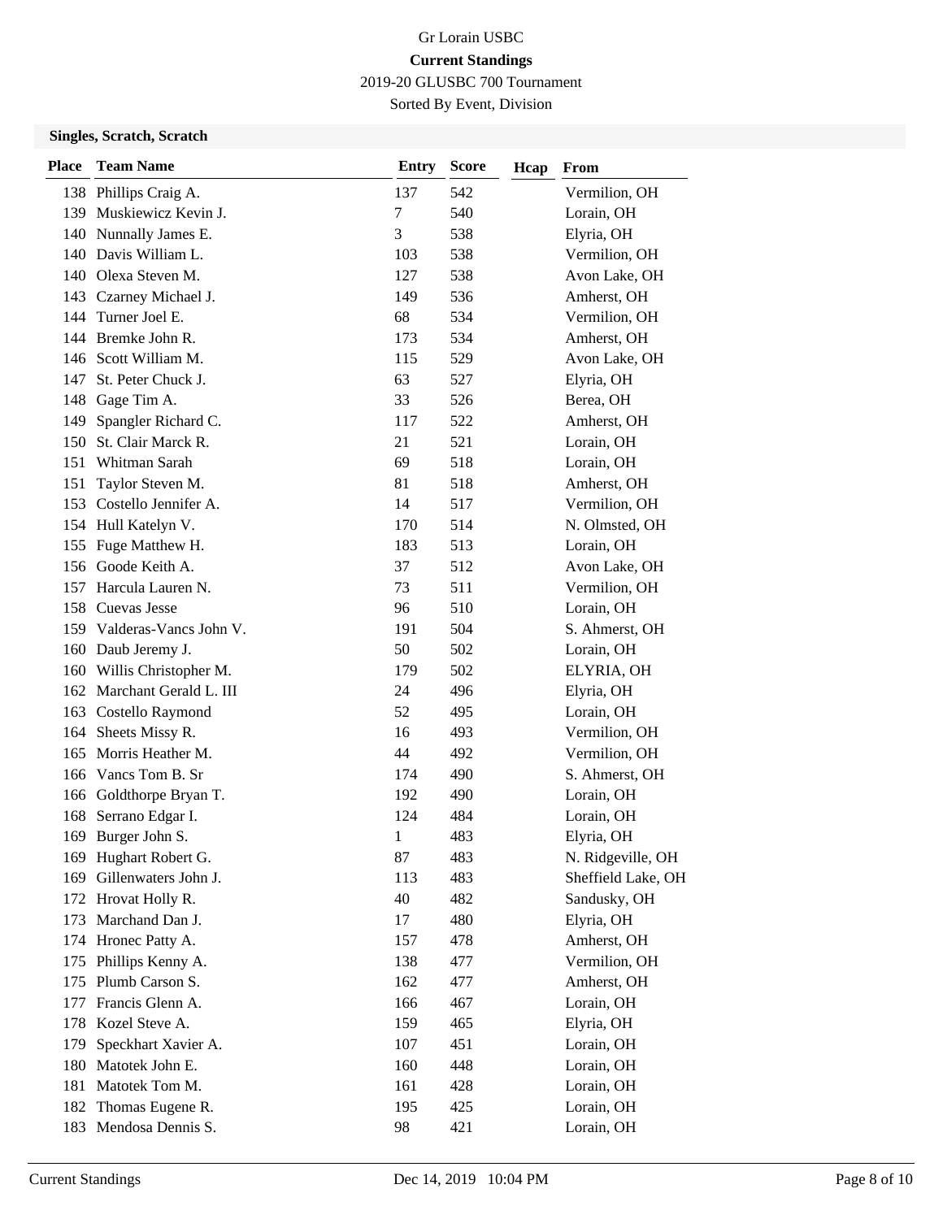Gr Lorain USBC

**Current Standings**

2019-20 GLUSBC 700 Tournament

Sorted By Event, Division

### Singles, Scratch, Scratch

| Place | Team Name | Entry | Score | Hcap | From |
|---|---|---|---|---|---|
| 138 | Phillips Craig A. | 137 | 542 | | Vermilion, OH |
| 139 | Muskiewicz Kevin J. | 7 | 540 | | Lorain, OH |
| 140 | Nunnally James E. | 3 | 538 | | Elyria, OH |
| 140 | Davis William L. | 103 | 538 | | Vermilion, OH |
| 140 | Olexa Steven M. | 127 | 538 | | Avon Lake, OH |
| 143 | Czarney Michael J. | 149 | 536 | | Amherst, OH |
| 144 | Turner Joel E. | 68 | 534 | | Vermilion, OH |
| 144 | Bremke John R. | 173 | 534 | | Amherst, OH |
| 146 | Scott William M. | 115 | 529 | | Avon Lake, OH |
| 147 | St. Peter Chuck J. | 63 | 527 | | Elyria, OH |
| 148 | Gage Tim A. | 33 | 526 | | Berea, OH |
| 149 | Spangler Richard C. | 117 | 522 | | Amherst, OH |
| 150 | St. Clair Marck R. | 21 | 521 | | Lorain, OH |
| 151 | Whitman Sarah | 69 | 518 | | Lorain, OH |
| 151 | Taylor Steven M. | 81 | 518 | | Amherst, OH |
| 153 | Costello Jennifer A. | 14 | 517 | | Vermilion, OH |
| 154 | Hull Katelyn V. | 170 | 514 | | N. Olmsted, OH |
| 155 | Fuge Matthew H. | 183 | 513 | | Lorain, OH |
| 156 | Goode Keith A. | 37 | 512 | | Avon Lake, OH |
| 157 | Harcula Lauren N. | 73 | 511 | | Vermilion, OH |
| 158 | Cuevas Jesse | 96 | 510 | | Lorain, OH |
| 159 | Valderas-Vancs John V. | 191 | 504 | | S. Ahmerst, OH |
| 160 | Daub Jeremy J. | 50 | 502 | | Lorain, OH |
| 160 | Willis Christopher M. | 179 | 502 | | ELYRIA, OH |
| 162 | Marchant Gerald L. III | 24 | 496 | | Elyria, OH |
| 163 | Costello Raymond | 52 | 495 | | Lorain, OH |
| 164 | Sheets Missy R. | 16 | 493 | | Vermilion, OH |
| 165 | Morris Heather M. | 44 | 492 | | Vermilion, OH |
| 166 | Vancs Tom B. Sr | 174 | 490 | | S. Ahmerst, OH |
| 166 | Goldthorpe Bryan T. | 192 | 490 | | Lorain, OH |
| 168 | Serrano Edgar I. | 124 | 484 | | Lorain, OH |
| 169 | Burger John S. | 1 | 483 | | Elyria, OH |
| 169 | Hughart Robert G. | 87 | 483 | | N. Ridgeville, OH |
| 169 | Gillenwaters John J. | 113 | 483 | | Sheffield Lake, OH |
| 172 | Hrovat Holly R. | 40 | 482 | | Sandusky, OH |
| 173 | Marchand Dan J. | 17 | 480 | | Elyria, OH |
| 174 | Hronec Patty A. | 157 | 478 | | Amherst, OH |
| 175 | Phillips Kenny A. | 138 | 477 | | Vermilion, OH |
| 175 | Plumb Carson S. | 162 | 477 | | Amherst, OH |
| 177 | Francis Glenn A. | 166 | 467 | | Lorain, OH |
| 178 | Kozel Steve A. | 159 | 465 | | Elyria, OH |
| 179 | Speckhart Xavier A. | 107 | 451 | | Lorain, OH |
| 180 | Matotek John E. | 160 | 448 | | Lorain, OH |
| 181 | Matotek Tom M. | 161 | 428 | | Lorain, OH |
| 182 | Thomas Eugene R. | 195 | 425 | | Lorain, OH |
| 183 | Mendosa Dennis S. | 98 | 421 | | Lorain, OH |

Current Standings Dec 14, 2019 10:04 PM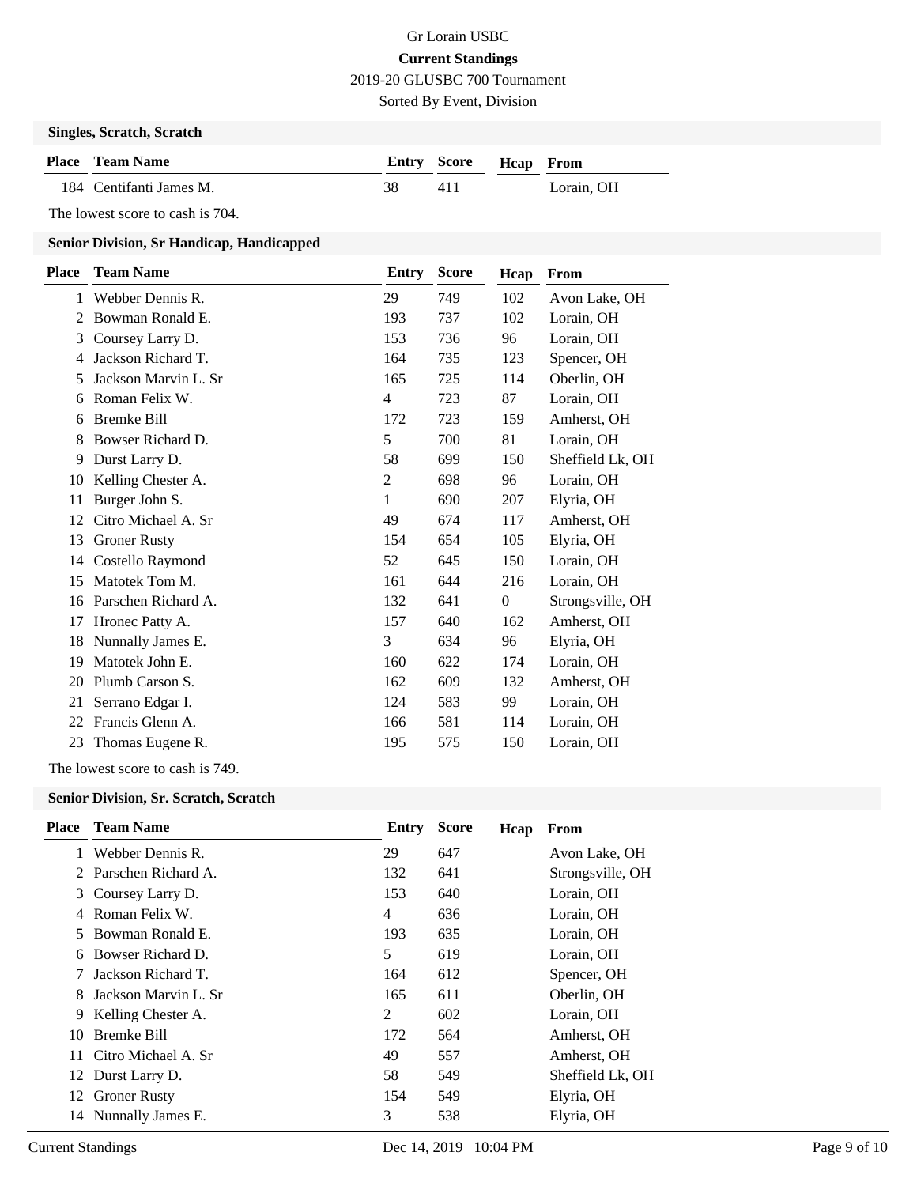Gr Lorain USBC

**Current Standings**

2019-20 GLUSBC 700 Tournament

Sorted By Event, Division

### Singles, Scratch, Scratch

| Place | Team Name | Entry | Score | Hcap | From |
|---|---|---|---|---|---|
| 184 | Centifanti James M. | 38 | 411 | | Lorain, OH |

The lowest score to cash is 704.

### Senior Division, Sr Handicap, Handicapped

| Place | Team Name | Entry | Score | Hcap | From |
|---|---|---|---|---|---|
| 1 | Webber Dennis R. | 29 | 749 | 102 | Avon Lake, OH |
| 2 | Bowman Ronald E. | 193 | 737 | 102 | Lorain, OH |
| 3 | Coursey Larry D. | 153 | 736 | 96 | Lorain, OH |
| 4 | Jackson Richard T. | 164 | 735 | 123 | Spencer, OH |
| 5 | Jackson Marvin L. Sr | 165 | 725 | 114 | Oberlin, OH |
| 6 | Roman Felix W. | 4 | 723 | 87 | Lorain, OH |
| 6 | Bremke Bill | 172 | 723 | 159 | Amherst, OH |
| 8 | Bowser Richard D. | 5 | 700 | 81 | Lorain, OH |
| 9 | Durst Larry D. | 58 | 699 | 150 | Sheffield Lk, OH |
| 10 | Kelling Chester A. | 2 | 698 | 96 | Lorain, OH |
| 11 | Burger John S. | 1 | 690 | 207 | Elyria, OH |
| 12 | Citro Michael A. Sr | 49 | 674 | 117 | Amherst, OH |
| 13 | Groner Rusty | 154 | 654 | 105 | Elyria, OH |
| 14 | Costello Raymond | 52 | 645 | 150 | Lorain, OH |
| 15 | Matotek Tom M. | 161 | 644 | 216 | Lorain, OH |
| 16 | Parschen Richard A. | 132 | 641 | 0 | Strongsville, OH |
| 17 | Hronec Patty A. | 157 | 640 | 162 | Amherst, OH |
| 18 | Nunnally James E. | 3 | 634 | 96 | Elyria, OH |
| 19 | Matotek John E. | 160 | 622 | 174 | Lorain, OH |
| 20 | Plumb Carson S. | 162 | 609 | 132 | Amherst, OH |
| 21 | Serrano Edgar I. | 124 | 583 | 99 | Lorain, OH |
| 22 | Francis Glenn A. | 166 | 581 | 114 | Lorain, OH |
| 23 | Thomas Eugene R. | 195 | 575 | 150 | Lorain, OH |

The lowest score to cash is 749.

### Senior Division, Sr. Scratch, Scratch

| Place | Team Name | Entry | Score | Hcap | From |
|---|---|---|---|---|---|
| 1 | Webber Dennis R. | 29 | 647 | | Avon Lake, OH |
| 2 | Parschen Richard A. | 132 | 641 | | Strongsville, OH |
| 3 | Coursey Larry D. | 153 | 640 | | Lorain, OH |
| 4 | Roman Felix W. | 4 | 636 | | Lorain, OH |
| 5 | Bowman Ronald E. | 193 | 635 | | Lorain, OH |
| 6 | Bowser Richard D. | 5 | 619 | | Lorain, OH |
| 7 | Jackson Richard T. | 164 | 612 | | Spencer, OH |
| 8 | Jackson Marvin L. Sr | 165 | 611 | | Oberlin, OH |
| 9 | Kelling Chester A. | 2 | 602 | | Lorain, OH |
| 10 | Bremke Bill | 172 | 564 | | Amherst, OH |
| 11 | Citro Michael A. Sr | 49 | 557 | | Amherst, OH |
| 12 | Durst Larry D. | 58 | 549 | | Sheffield Lk, OH |
| 12 | Groner Rusty | 154 | 549 | | Elyria, OH |
| 14 | Nunnally James E. | 3 | 538 | | Elyria, OH |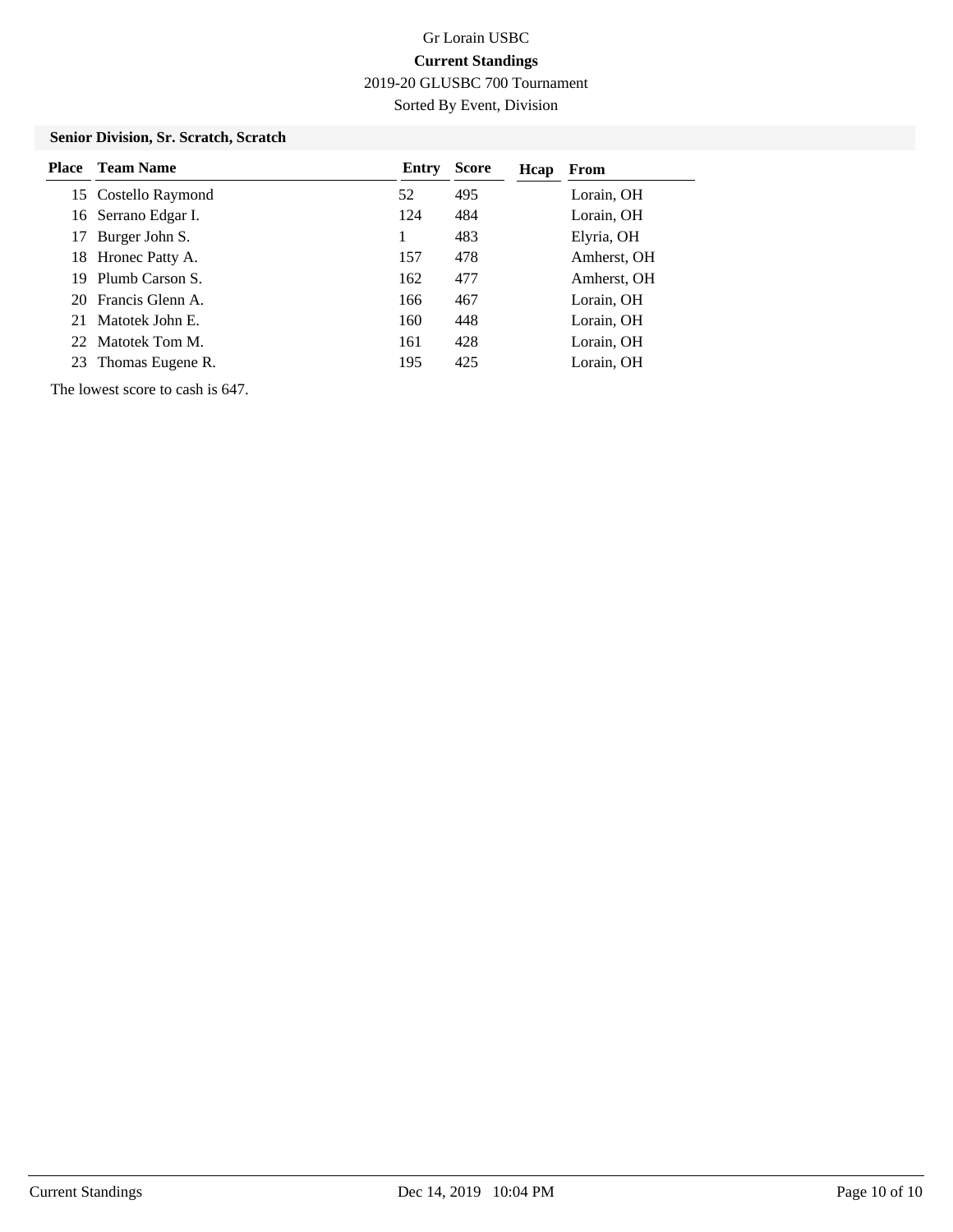Gr Lorain USBC

**Current Standings**

2019-20 GLUSBC 700 Tournament

Sorted By Event, Division

**Senior Division, Sr. Scratch, Scratch**

| Place | Team Name | Entry | Score | Hcap | From |
|---|---|---|---|---|---|
| 15 | Costello Raymond | 52 | 495 | | Lorain, OH |
| 16 | Serrano Edgar I. | 124 | 484 | | Lorain, OH |
| 17 | Burger John S. | 1 | 483 | | Elyria, OH |
| 18 | Hronec Patty A. | 157 | 478 | | Amherst, OH |
| 19 | Plumb Carson S. | 162 | 477 | | Amherst, OH |
| 20 | Francis Glenn A. | 166 | 467 | | Lorain, OH |
| 21 | Matotek John E. | 160 | 448 | | Lorain, OH |
| 22 | Matotek Tom M. | 161 | 428 | | Lorain, OH |
| 23 | Thomas Eugene R. | 195 | 425 | | Lorain, OH |

The lowest score to cash is 647.

Current Standings Dec 14, 2019 10:04 PM